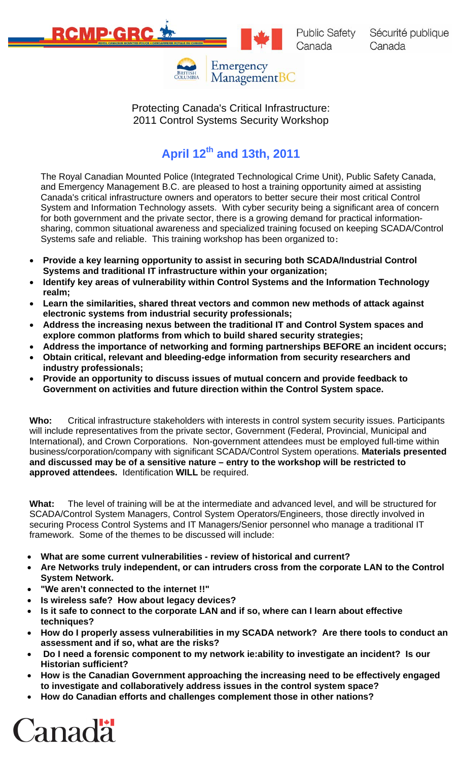RCMP·GRC

Public Safety Canada | Sécurité publique Canada

Emergency ManagementBC

Protecting Canada's Critical Infrastructure:
2011 Control Systems Security Workshop

## April 12th and 13th, 2011

The Royal Canadian Mounted Police (Integrated Technological Crime Unit), Public Safety Canada, and Emergency Management B.C. are pleased to host a training opportunity aimed at assisting Canada's critical infrastructure owners and operators to better secure their most critical Control System and Information Technology assets. With cyber security being a significant area of concern for both government and the private sector, there is a growing demand for practical information-sharing, common situational awareness and specialized training focused on keeping SCADA/Control Systems safe and reliable. This training workshop has been organized to:

- **Provide a key learning opportunity to assist in securing both SCADA/Industrial Control Systems and traditional IT infrastructure within your organization;**
- **Identify key areas of vulnerability within Control Systems and the Information Technology realm;**
- **Learn the similarities, shared threat vectors and common new methods of attack against electronic systems from industrial security professionals;**
- **Address the increasing nexus between the traditional IT and Control System spaces and explore common platforms from which to build shared security strategies;**
- **Address the importance of networking and forming partnerships BEFORE an incident occurs;**
- **Obtain critical, relevant and bleeding-edge information from security researchers and industry professionals;**
- **Provide an opportunity to discuss issues of mutual concern and provide feedback to Government on activities and future direction within the Control System space.**

**Who:** Critical infrastructure stakeholders with interests in control system security issues. Participants will include representatives from the private sector, Government (Federal, Provincial, Municipal and International), and Crown Corporations. Non-government attendees must be employed full-time within business/corporation/company with significant SCADA/Control System operations. **Materials presented and discussed may be of a sensitive nature – entry to the workshop will be restricted to approved attendees.** Identification **WILL** be required.

**What:** The level of training will be at the intermediate and advanced level, and will be structured for SCADA/Control System Managers, Control System Operators/Engineers, those directly involved in securing Process Control Systems and IT Managers/Senior personnel who manage a traditional IT framework. Some of the themes to be discussed will include:

- **What are some current vulnerabilities - review of historical and current?**
- **Are Networks truly independent, or can intruders cross from the corporate LAN to the Control System Network.**
- **"We aren't connected to the internet !!"**
- **Is wireless safe? How about legacy devices?**
- **Is it safe to connect to the corporate LAN and if so, where can I learn about effective techniques?**
- **How do I properly assess vulnerabilities in my SCADA network? Are there tools to conduct an assessment and if so, what are the risks?**
- **Do I need a forensic component to my network ie:ability to investigate an incident? Is our Historian sufficient?**
- **How is the Canadian Government approaching the increasing need to be effectively engaged to investigate and collaboratively address issues in the control system space?**
- **How do Canadian efforts and challenges complement those in other nations?**

Canada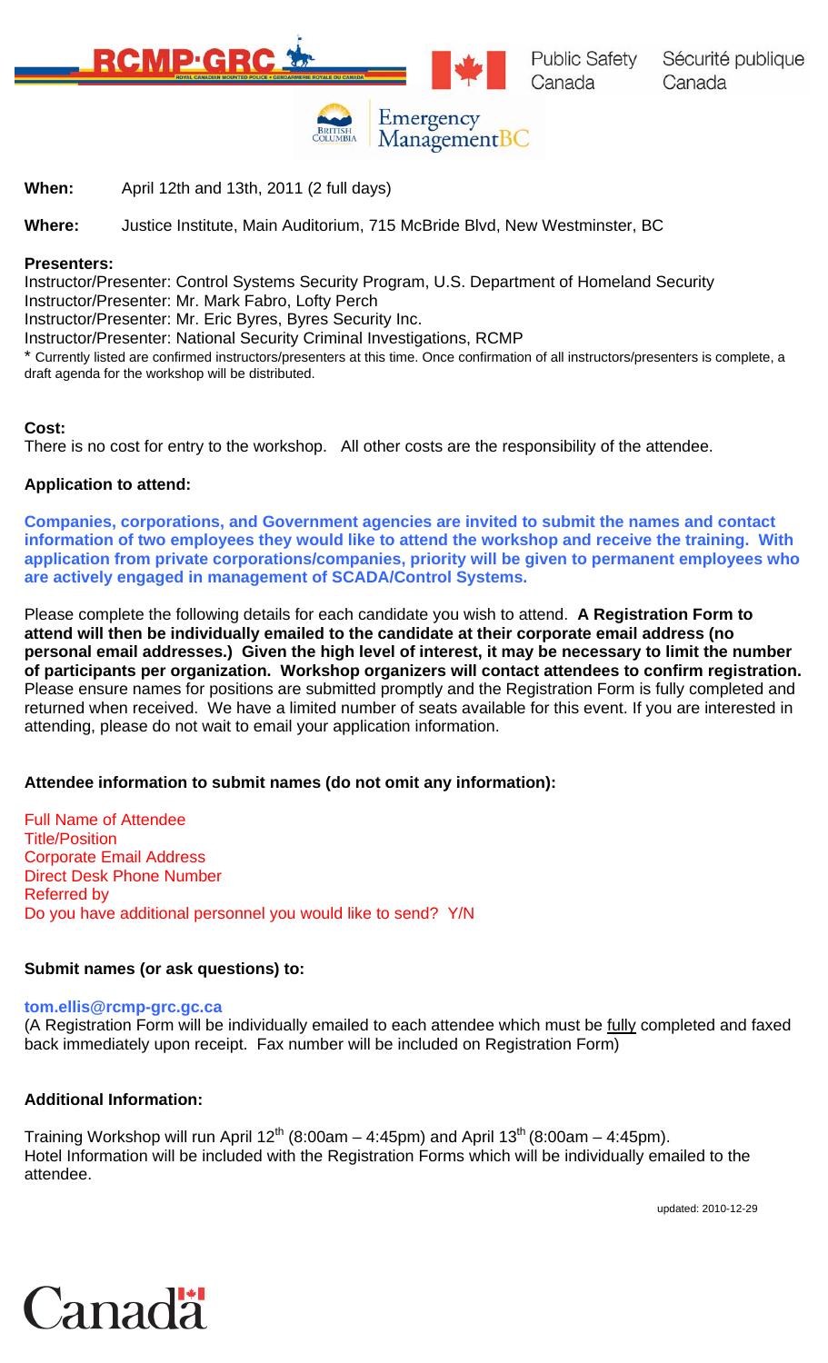**When:** April 12th and 13th, 2011 (2 full days)

**Where:** Justice Institute, Main Auditorium, 715 McBride Blvd, New Westminster, BC

**Presenters:**

Instructor/Presenter: Control Systems Security Program, U.S. Department of Homeland Security
Instructor/Presenter: Mr. Mark Fabro, Lofty Perch
Instructor/Presenter: Mr. Eric Byres, Byres Security Inc.
Instructor/Presenter: National Security Criminal Investigations, RCMP

* Currently listed are confirmed instructors/presenters at this time. Once confirmation of all instructors/presenters is complete, a draft agenda for the workshop will be distributed.

**Cost:**

There is no cost for entry to the workshop. All other costs are the responsibility of the attendee.

**Application to attend:**

**Companies, corporations, and Government agencies are invited to submit the names and contact information of two employees they would like to attend the workshop and receive the training. With application from private corporations/companies, priority will be given to permanent employees who are actively engaged in management of SCADA/Control Systems.**

Please complete the following details for each candidate you wish to attend. **A Registration Form to attend will then be individually emailed to the candidate at their corporate email address (no personal email addresses.) Given the high level of interest, it may be necessary to limit the number of participants per organization. Workshop organizers will contact attendees to confirm registration.** Please ensure names for positions are submitted promptly and the Registration Form is fully completed and returned when received. We have a limited number of seats available for this event. If you are interested in attending, please do not wait to email your application information.

**Attendee information to submit names (do not omit any information):**

Full Name of Attendee
Title/Position
Corporate Email Address
Direct Desk Phone Number
Referred by
Do you have additional personnel you would like to send? Y/N

**Submit names (or ask questions) to:**

**tom.ellis@rcmp-grc.gc.ca**
(A Registration Form will be individually emailed to each attendee which must be fully completed and faxed back immediately upon receipt. Fax number will be included on Registration Form)

**Additional Information:**

Training Workshop will run April 12th (8:00am – 4:45pm) and April 13th (8:00am – 4:45pm).
Hotel Information will be included with the Registration Forms which will be individually emailed to the attendee.

updated: 2010-12-29